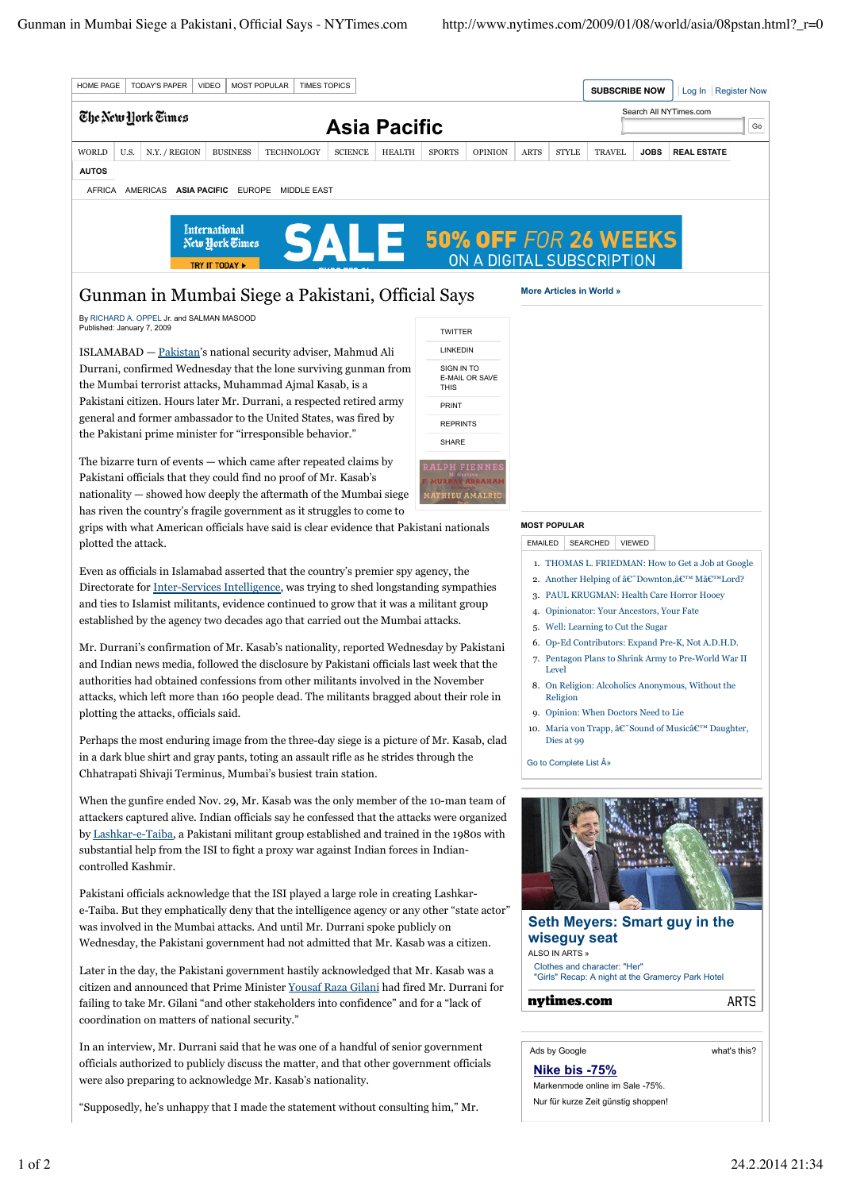# Gunman in Mumbai Siege a Pakistani, Official Says

By RICHARD A. OPPEL Jr. and SALMAN MASOOD
Published: January 7, 2009

ISLAMABAD — Pakistan's national security adviser, Mahmud Ali Durrani, confirmed Wednesday that the lone surviving gunman from the Mumbai terrorist attacks, Muhammad Ajmal Kasab, is a Pakistani citizen. Hours later Mr. Durrani, a respected retired army general and former ambassador to the United States, was fired by the Pakistani prime minister for "irresponsible behavior."

The bizarre turn of events — which came after repeated claims by Pakistani officials that they could find no proof of Mr. Kasab's nationality — showed how deeply the aftermath of the Mumbai siege has riven the country's fragile government as it struggles to come to grips with what American officials have said is clear evidence that Pakistani nationals plotted the attack.

Even as officials in Islamabad asserted that the country's premier spy agency, the Directorate for Inter-Services Intelligence, was trying to shed longstanding sympathies and ties to Islamist militants, evidence continued to grow that it was a militant group established by the agency two decades ago that carried out the Mumbai attacks.

Mr. Durrani's confirmation of Mr. Kasab's nationality, reported Wednesday by Pakistani and Indian news media, followed the disclosure by Pakistani officials last week that the authorities had obtained confessions from other militants involved in the November attacks, which left more than 160 people dead. The militants bragged about their role in plotting the attacks, officials said.

Perhaps the most enduring image from the three-day siege is a picture of Mr. Kasab, clad in a dark blue shirt and gray pants, toting an assault rifle as he strides through the Chhatrapati Shivaji Terminus, Mumbai's busiest train station.

When the gunfire ended Nov. 29, Mr. Kasab was the only member of the 10-man team of attackers captured alive. Indian officials say he confessed that the attacks were organized by Lashkar-e-Taiba, a Pakistani militant group established and trained in the 1980s with substantial help from the ISI to fight a proxy war against Indian forces in Indian-controlled Kashmir.

Pakistani officials acknowledge that the ISI played a large role in creating Lashkar-e-Taiba. But they emphatically deny that the intelligence agency or any other "state actor" was involved in the Mumbai attacks. And until Mr. Durrani spoke publicly on Wednesday, the Pakistani government had not admitted that Mr. Kasab was a citizen.

Later in the day, the Pakistani government hastily acknowledged that Mr. Kasab was a citizen and announced that Prime Minister Yousaf Raza Gilani had fired Mr. Durrani for failing to take Mr. Gilani "and other stakeholders into confidence" and for a "lack of coordination on matters of national security."

In an interview, Mr. Durrani said that he was one of a handful of senior government officials authorized to publicly discuss the matter, and that other government officials were also preparing to acknowledge Mr. Kasab's nationality.

"Supposedly, he's unhappy that I made the statement without consulting him," Mr.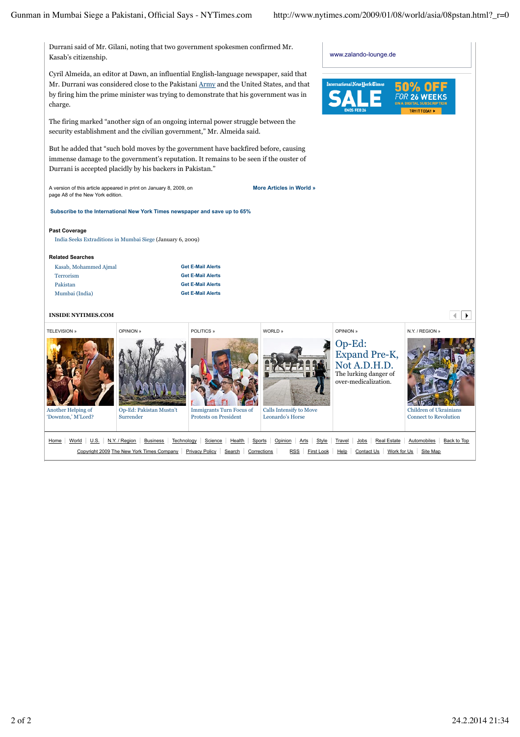Durrani said of Mr. Gilani, noting that two government spokesmen confirmed Mr. Kasab's citizenship.

Cyril Almeida, an editor at Dawn, an influential English-language newspaper, said that Mr. Durrani was considered close to the Pakistani Army and the United States, and that by firing him the prime minister was trying to demonstrate that his government was in charge.

The firing marked "another sign of an ongoing internal power struggle between the security establishment and the civilian government," Mr. Almeida said.

But he added that "such bold moves by the government have backfired before, causing immense damage to the government's reputation. It remains to be seen if the ouster of Durrani is accepted placidly by his backers in Pakistan."

A version of this article appeared in print on January 8, 2009, on page A8 of the New York edition.

More Articles in World »

Subscribe to the International New York Times newspaper and save up to 65%

**Past Coverage**

India Seeks Extraditions in Mumbai Siege (January 6, 2009)

**Related Searches**

| | |
|---|---|
| Kasab, Mohammed Ajmal | Get E-Mail Alerts |
| Terrorism | Get E-Mail Alerts |
| Pakistan | Get E-Mail Alerts |
| Mumbai (India) | Get E-Mail Alerts |

**INSIDE NYTIMES.COM**

TELEVISION » Another Helping of 'Downton,' M'Lord?

OPINION » Op-Ed: Pakistan Mustn't Surrender

POLITICS » Immigrants Turn Focus of Protests on President

WORLD » Calls Intensify to Move Leonardo's Horse

OPINION » Op-Ed: Expand Pre-K, Not A.D.H.D. The lurking danger of over-medicalization.

N.Y. / REGION » Children of Ukrainians Connect to Revolution

Home | World | U.S. | N.Y. / Region | Business | Technology | Science | Health | Sports | Opinion | Arts | Style | Travel | Jobs | Real Estate | Automobiles | Back to Top

Copyright 2009 The New York Times Company | Privacy Policy | Search | Corrections | RSS | First Look | Help | Contact Us | Work for Us | Site Map